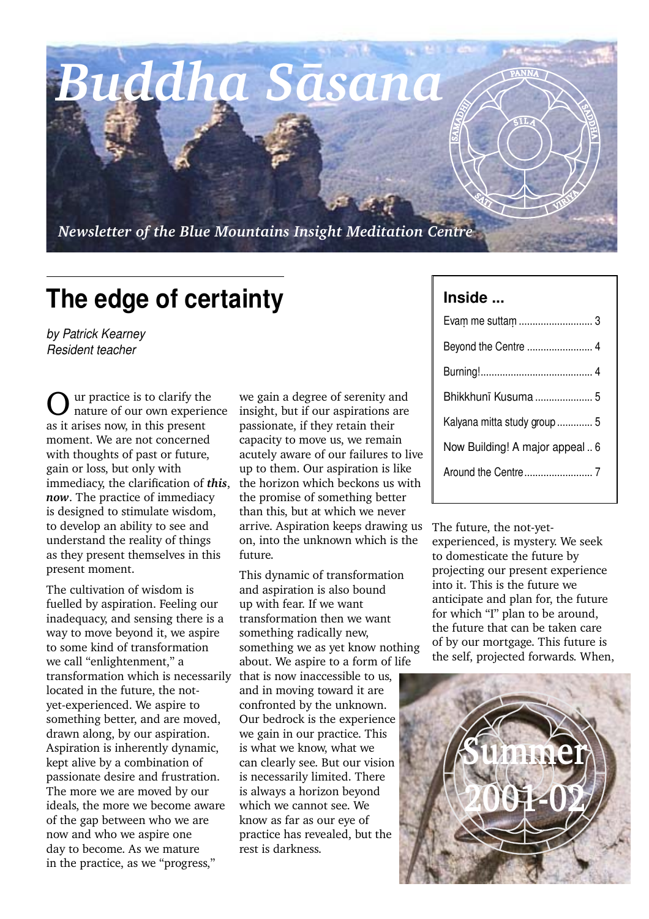# Buddha Sāsana

*Newsletter of the Blue Mountains Insight Meditation Centre*

## The edge of certainty

*by Patrick Kearney*
*Resident teacher*

Our practice is to clarify the nature of our own experience as it arises now, in this present moment. We are not concerned with thoughts of past or future, gain or loss, but only with immediacy, the clarification of ***this***, ***now***. The practice of immediacy is designed to stimulate wisdom, to develop an ability to see and understand the reality of things as they present themselves in this present moment.

The cultivation of wisdom is fuelled by aspiration. Feeling our inadequacy, and sensing there is a way to move beyond it, we aspire to some kind of transformation we call "enlightenment," a transformation which is necessarily located in the future, the not-yet-experienced. We aspire to something better, and are moved, drawn along, by our aspiration. Aspiration is inherently dynamic, kept alive by a combination of passionate desire and frustration. The more we are moved by our ideals, the more we become aware of the gap between who we are now and who we aspire one day to become. As we mature in the practice, as we "progress," we gain a degree of serenity and insight, but if our aspirations are passionate, if they retain their capacity to move us, we remain acutely aware of our failures to live up to them. Our aspiration is like the horizon which beckons us with the promise of something better than this, but at which we never arrive. Aspiration keeps drawing us on, into the unknown which is the future.

This dynamic of transformation and aspiration is also bound up with fear. If we want transformation then we want something radically new, something we as yet know nothing about. We aspire to a form of life that is now inaccessible to us, and in moving toward it are confronted by the unknown. Our bedrock is the experience we gain in our practice. This is what we know, what we can clearly see. But our vision is necessarily limited. There is always a horizon beyond which we cannot see. We know as far as our eye of practice has revealed, but the rest is darkness.

The future, the not-yet-experienced, is mystery. We seek to domesticate the future by projecting our present experience into it. This is the future we anticipate and plan for, the future for which "I" plan to be around, the future that can be taken care of by our mortgage. This future is the self, projected forwards. When,

### Inside ...

- Evaṃ me suttaṃ ... 3
- Beyond the Centre ... 4
- Burning! ... 4
- Bhikkhunī Kusuma ... 5
- Kalyana mitta study group ... 5
- Now Building! A major appeal .. 6
- Around the Centre ... 7

Summer 2001-02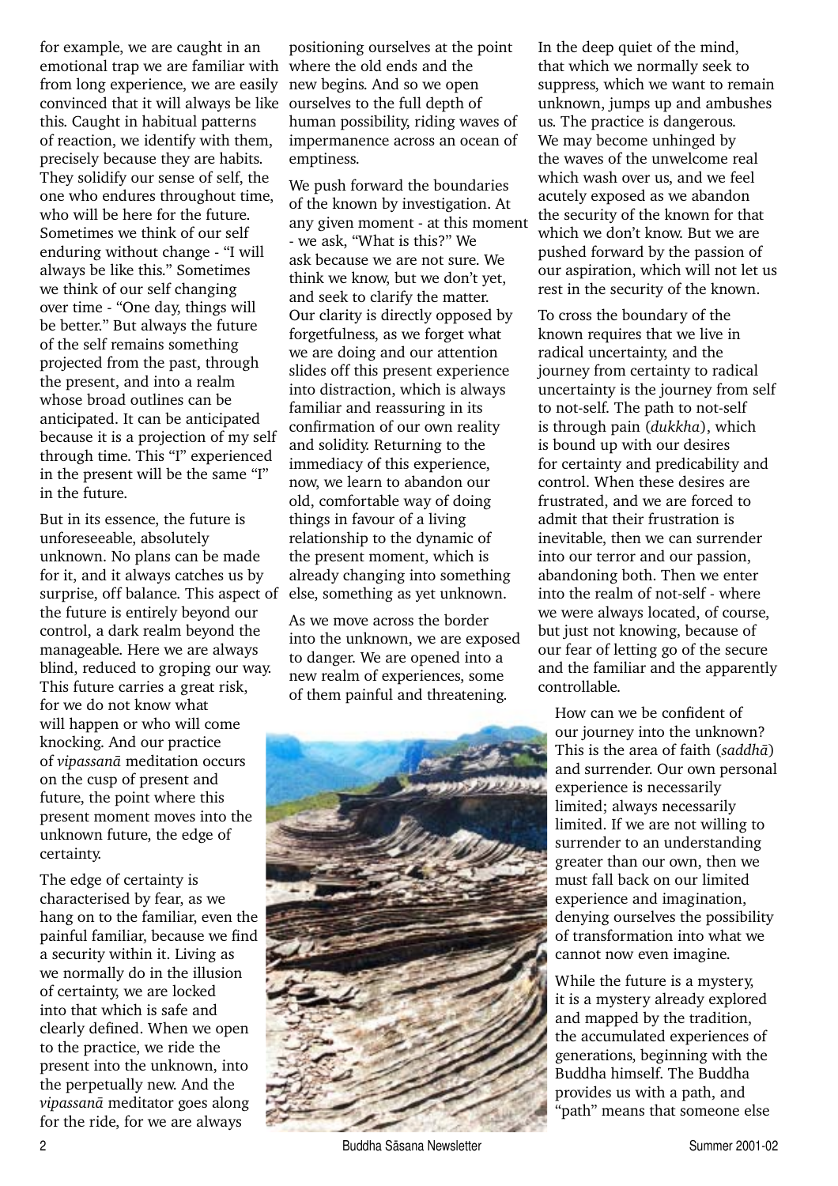for example, we are caught in an emotional trap we are familiar with from long experience, we are easily convinced that it will always be like this. Caught in habitual patterns of reaction, we identify with them, precisely because they are habits. They solidify our sense of self, the one who endures throughout time, who will be here for the future. Sometimes we think of our self enduring without change - "I will always be like this." Sometimes we think of our self changing over time - "One day, things will be better." But always the future of the self remains something projected from the past, through the present, and into a realm whose broad outlines can be anticipated. It can be anticipated because it is a projection of my self through time. This "I" experienced in the present will be the same "I" in the future.

But in its essence, the future is unforeseeable, absolutely unknown. No plans can be made for it, and it always catches us by surprise, off balance. This aspect of the future is entirely beyond our control, a dark realm beyond the manageable. Here we are always blind, reduced to groping our way. This future carries a great risk, for we do not know what will happen or who will come knocking. And our practice of *vipassanā* meditation occurs on the cusp of present and future, the point where this present moment moves into the unknown future, the edge of certainty.

The edge of certainty is characterised by fear, as we hang on to the familiar, even the painful familiar, because we find a security within it. Living as we normally do in the illusion of certainty, we are locked into that which is safe and clearly defined. When we open to the practice, we ride the present into the unknown, into the perpetually new. And the *vipassanā* meditator goes along for the ride, for we are always positioning ourselves at the point where the old ends and the new begins. And so we open ourselves to the full depth of human possibility, riding waves of impermanence across an ocean of emptiness.

We push forward the boundaries of the known by investigation. At any given moment - at this moment - we ask, "What is this?" We ask because we are not sure. We think we know, but we don't yet, and seek to clarify the matter. Our clarity is directly opposed by forgetfulness, as we forget what we are doing and our attention slides off this present experience into distraction, which is always familiar and reassuring in its confirmation of our own reality and solidity. Returning to the immediacy of this experience, now, we learn to abandon our old, comfortable way of doing things in favour of a living relationship to the dynamic of the present moment, which is already changing into something else, something as yet unknown.

As we move across the border into the unknown, we are exposed to danger. We are opened into a new realm of experiences, some of them painful and threatening. In the deep quiet of the mind, that which we normally seek to suppress, which we want to remain unknown, jumps up and ambushes us. The practice is dangerous. We may become unhinged by the waves of the unwelcome real which wash over us, and we feel acutely exposed as we abandon the security of the known for that which we don't know. But we are pushed forward by the passion of our aspiration, which will not let us rest in the security of the known.

To cross the boundary of the known requires that we live in radical uncertainty, and the journey from certainty to radical uncertainty is the journey from self to not-self. The path to not-self is through pain (*dukkha*), which is bound up with our desires for certainty and predicability and control. When these desires are frustrated, and we are forced to admit that their frustration is inevitable, then we can surrender into our terror and our passion, abandoning both. Then we enter into the realm of not-self - where we were always located, of course, but just not knowing, because of our fear of letting go of the secure and the familiar and the apparently controllable.

How can we be confident of our journey into the unknown? This is the area of faith (*saddhā*) and surrender. Our own personal experience is necessarily limited; always necessarily limited. If we are not willing to surrender to an understanding greater than our own, then we must fall back on our limited experience and imagination, denying ourselves the possibility of transformation into what we cannot now even imagine.

While the future is a mystery, it is a mystery already explored and mapped by the tradition, the accumulated experiences of generations, beginning with the Buddha himself. The Buddha provides us with a path, and "path" means that someone else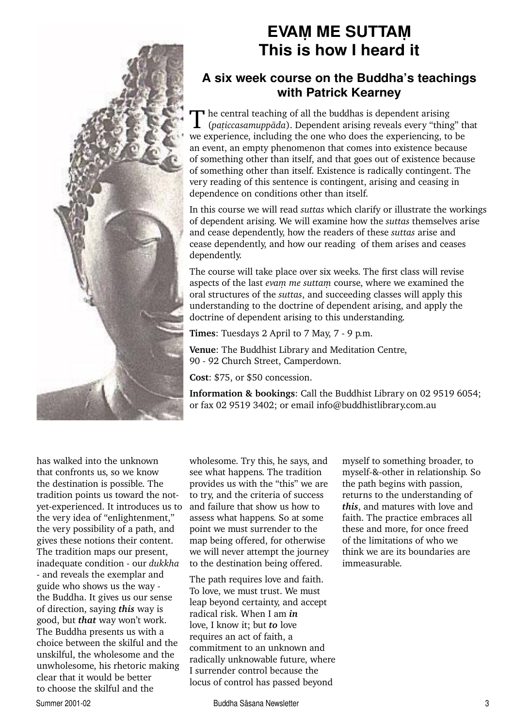# EVAṂ ME SUTTAṂ
# This is how I heard it

## A six week course on the Buddha's teachings with Patrick Kearney

The central teaching of all the buddhas is dependent arising (*paṭiccasamuppāda*). Dependent arising reveals every "thing" that we experience, including the one who does the experiencing, to be an event, an empty phenomenon that comes into existence because of something other than itself, and that goes out of existence because of something other than itself. Existence is radically contingent. The very reading of this sentence is contingent, arising and ceasing in dependence on conditions other than itself.

In this course we will read *suttas* which clarify or illustrate the workings of dependent arising. We will examine how the *suttas* themselves arise and cease dependently, how the readers of these *suttas* arise and cease dependently, and how our reading of them arises and ceases dependently.

The course will take place over six weeks. The first class will revise aspects of the last *evaṃ me suttaṃ* course, where we examined the oral structures of the *suttas*, and succeeding classes will apply this understanding to the doctrine of dependent arising, and apply the doctrine of dependent arising to this understanding.

**Times**: Tuesdays 2 April to 7 May, 7 - 9 p.m.

**Venue**: The Buddhist Library and Meditation Centre, 90 - 92 Church Street, Camperdown.

**Cost**: $75, or $50 concession.

**Information & bookings**: Call the Buddhist Library on 02 9519 6054; or fax 02 9519 3402; or email info@buddhistlibrary.com.au

---

has walked into the unknown that confronts us, so we know the destination is possible. The tradition points us toward the not-yet-experienced. It introduces us to the very idea of "enlightenment," the very possibility of a path, and gives these notions their content. The tradition maps our present, inadequate condition - our *dukkha* - and reveals the exemplar and guide who shows us the way - the Buddha. It gives us our sense of direction, saying ***this*** way is good, but ***that*** way won't work. The Buddha presents us with a choice between the skilful and the unskilful, the wholesome and the unwholesome, his rhetoric making clear that it would be better to choose the skilful and the wholesome. Try this, he says, and see what happens. The tradition provides us with the "this" we are to try, and the criteria of success and failure that show us how to assess what happens. So at some point we must surrender to the map being offered, for otherwise we will never attempt the journey to the destination being offered.

The path requires love and faith. To love, we must trust. We must leap beyond certainty, and accept radical risk. When I am ***in*** love, I know it; but ***to*** love requires an act of faith, a commitment to an unknown and radically unknowable future, where I surrender control because the locus of control has passed beyond myself to something broader, to myself-&-other in relationship. So the path begins with passion, returns to the understanding of ***this***, and matures with love and faith. The practice embraces all these and more, for once freed of the limitations of who we think we are its boundaries are immeasurable.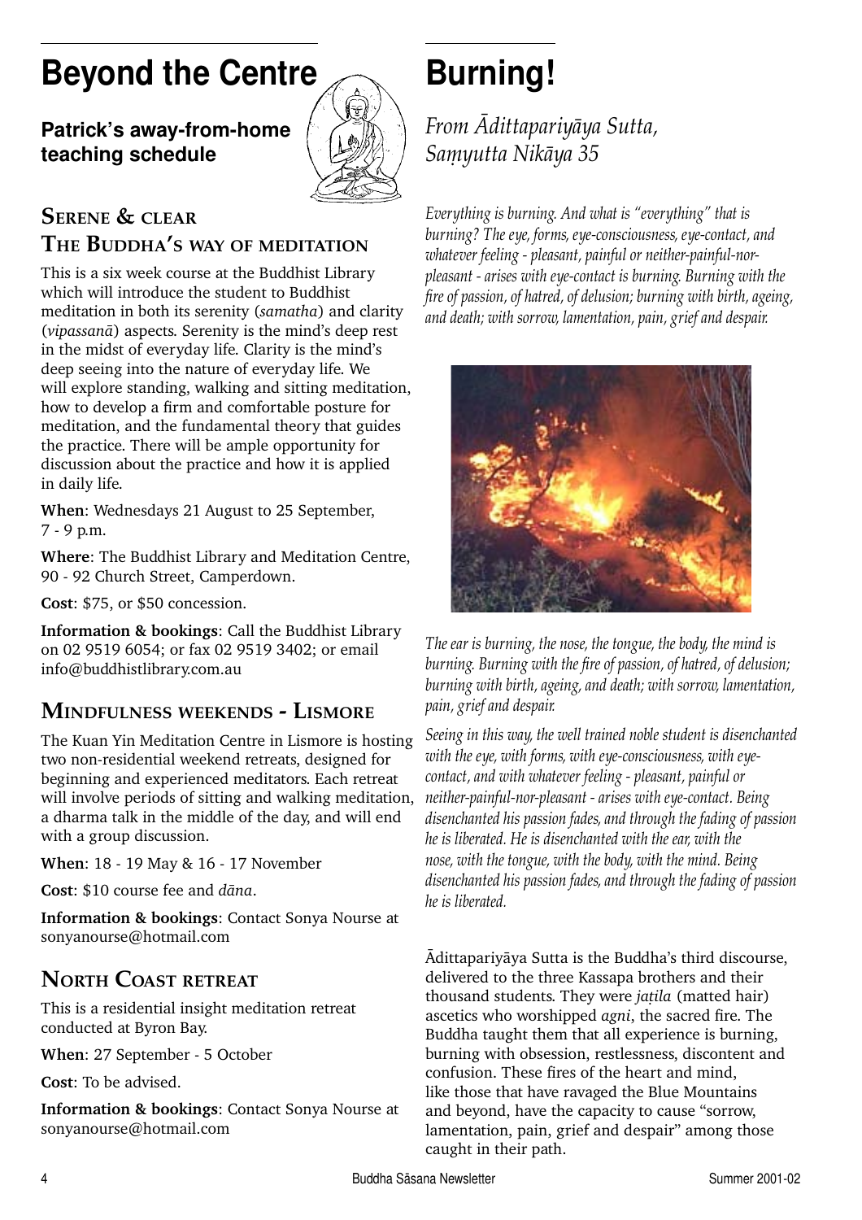# Beyond the Centre

## Patrick's away-from-home teaching schedule

### Serene & clear
### The Buddha's way of meditation

This is a six week course at the Buddhist Library which will introduce the student to Buddhist meditation in both its serenity (*samatha*) and clarity (*vipassanā*) aspects. Serenity is the mind's deep rest in the midst of everyday life. Clarity is the mind's deep seeing into the nature of everyday life. We will explore standing, walking and sitting meditation, how to develop a firm and comfortable posture for meditation, and the fundamental theory that guides the practice. There will be ample opportunity for discussion about the practice and how it is applied in daily life.

**When**: Wednesdays 21 August to 25 September, 7 - 9 p.m.

**Where**: The Buddhist Library and Meditation Centre, 90 - 92 Church Street, Camperdown.

**Cost**: $75, or $50 concession.

**Information & bookings**: Call the Buddhist Library on 02 9519 6054; or fax 02 9519 3402; or email info@buddhistlibrary.com.au

### Mindfulness weekends - Lismore

The Kuan Yin Meditation Centre in Lismore is hosting two non-residential weekend retreats, designed for beginning and experienced meditators. Each retreat will involve periods of sitting and walking meditation, a dharma talk in the middle of the day, and will end with a group discussion.

**When**: 18 - 19 May & 16 - 17 November

**Cost**: $10 course fee and *dāna*.

**Information & bookings**: Contact Sonya Nourse at sonyanourse@hotmail.com

### North Coast retreat

This is a residential insight meditation retreat conducted at Byron Bay.

**When**: 27 September - 5 October

**Cost**: To be advised.

**Information & bookings**: Contact Sonya Nourse at sonyanourse@hotmail.com

# Burning!

*From Ādittapariyāya Sutta, Saṃyutta Nikāya 35*

*Everything is burning. And what is "everything" that is burning? The eye, forms, eye-consciousness, eye-contact, and whatever feeling - pleasant, painful or neither-painful-nor-pleasant - arises with eye-contact is burning. Burning with the fire of passion, of hatred, of delusion; burning with birth, ageing, and death; with sorrow, lamentation, pain, grief and despair.*

*The ear is burning, the nose, the tongue, the body, the mind is burning. Burning with the fire of passion, of hatred, of delusion; burning with birth, ageing, and death; with sorrow, lamentation, pain, grief and despair.*

*Seeing in this way, the well trained noble student is disenchanted with the eye, with forms, with eye-consciousness, with eye-contact, and with whatever feeling - pleasant, painful or neither-painful-nor-pleasant - arises with eye-contact. Being disenchanted his passion fades, and through the fading of passion he is liberated. He is disenchanted with the ear, with the nose, with the tongue, with the body, with the mind. Being disenchanted his passion fades, and through the fading of passion he is liberated.*

Ādittapariyāya Sutta is the Buddha's third discourse, delivered to the three Kassapa brothers and their thousand students. They were *jaṭila* (matted hair) ascetics who worshipped *agni*, the sacred fire. The Buddha taught them that all experience is burning, burning with obsession, restlessness, discontent and confusion. These fires of the heart and mind, like those that have ravaged the Blue Mountains and beyond, have the capacity to cause "sorrow, lamentation, pain, grief and despair" among those caught in their path.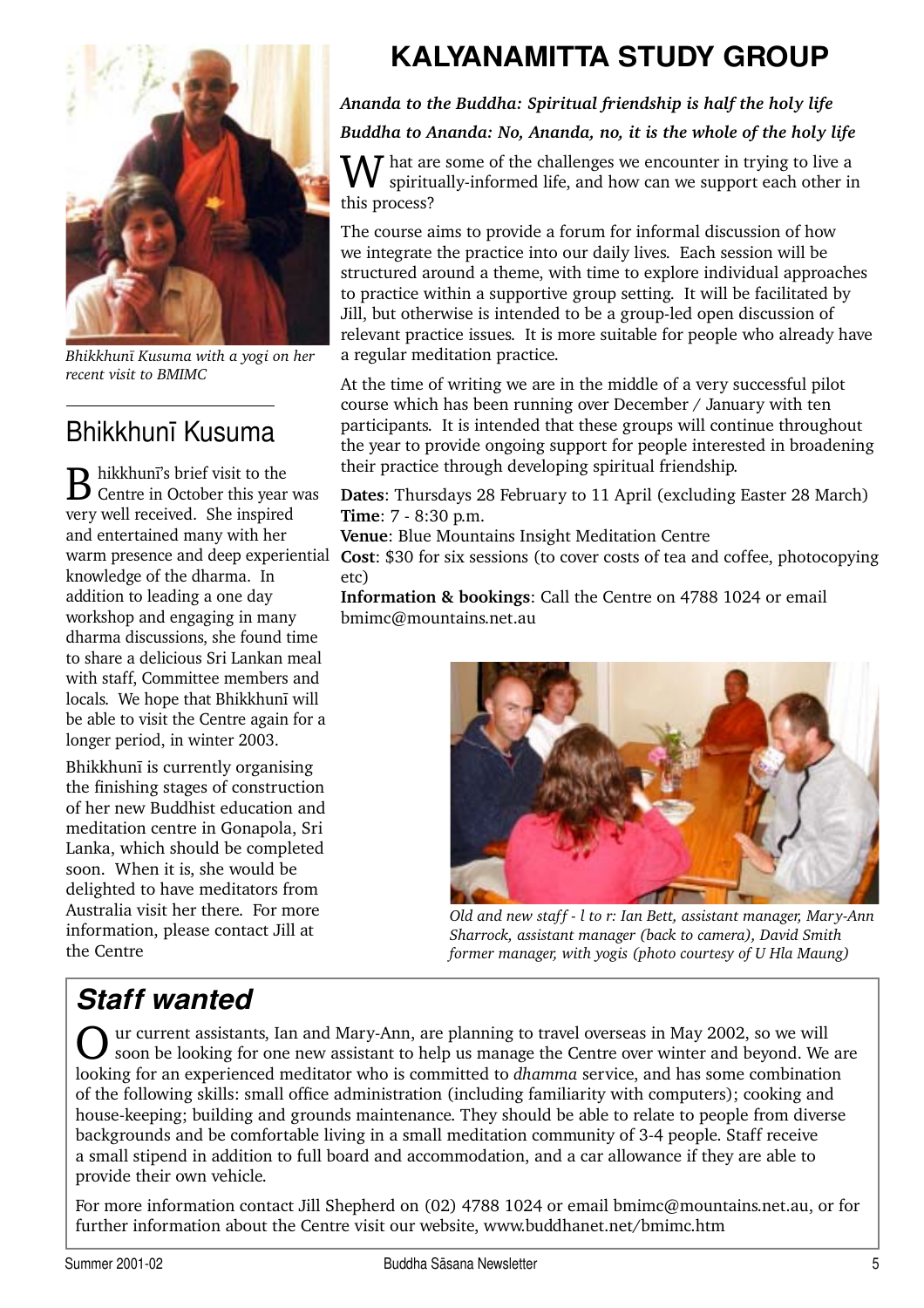*Bhikkhunī Kusuma with a yogi on her recent visit to BMIMC*

## Bhikkhunī Kusuma

Bhikkhunī's brief visit to the Centre in October this year was very well received. She inspired and entertained many with her warm presence and deep experiential knowledge of the dharma. In addition to leading a one day workshop and engaging in many dharma discussions, she found time to share a delicious Sri Lankan meal with staff, Committee members and locals. We hope that Bhikkhunī will be able to visit the Centre again for a longer period, in winter 2003.

Bhikkhunī is currently organising the finishing stages of construction of her new Buddhist education and meditation centre in Gonapola, Sri Lanka, which should be completed soon. When it is, she would be delighted to have meditators from Australia visit her there. For more information, please contact Jill at the Centre

# KALYANAMITTA STUDY GROUP

***Ananda to the Buddha: Spiritual friendship is half the holy life***

***Buddha to Ananda: No, Ananda, no, it is the whole of the holy life***

What are some of the challenges we encounter in trying to live a spiritually-informed life, and how can we support each other in this process?

The course aims to provide a forum for informal discussion of how we integrate the practice into our daily lives. Each session will be structured around a theme, with time to explore individual approaches to practice within a supportive group setting. It will be facilitated by Jill, but otherwise is intended to be a group-led open discussion of relevant practice issues. It is more suitable for people who already have a regular meditation practice.

At the time of writing we are in the middle of a very successful pilot course which has been running over December / January with ten participants. It is intended that these groups will continue throughout the year to provide ongoing support for people interested in broadening their practice through developing spiritual friendship.

**Dates**: Thursdays 28 February to 11 April (excluding Easter 28 March)
**Time**: 7 - 8:30 p.m.
**Venue**: Blue Mountains Insight Meditation Centre
**Cost**: $30 for six sessions (to cover costs of tea and coffee, photocopying etc)
**Information & bookings**: Call the Centre on 4788 1024 or email bmimc@mountains.net.au

*Old and new staff - l to r: Ian Bett, assistant manager, Mary-Ann Sharrock, assistant manager (back to camera), David Smith former manager, with yogis (photo courtesy of U Hla Maung)*

## *Staff wanted*

Our current assistants, Ian and Mary-Ann, are planning to travel overseas in May 2002, so we will soon be looking for one new assistant to help us manage the Centre over winter and beyond. We are looking for an experienced meditator who is committed to *dhamma* service, and has some combination of the following skills: small office administration (including familiarity with computers); cooking and house-keeping; building and grounds maintenance. They should be able to relate to people from diverse backgrounds and be comfortable living in a small meditation community of 3-4 people. Staff receive a small stipend in addition to full board and accommodation, and a car allowance if they are able to provide their own vehicle.

For more information contact Jill Shepherd on (02) 4788 1024 or email bmimc@mountains.net.au, or for further information about the Centre visit our website, www.buddhanet.net/bmimc.htm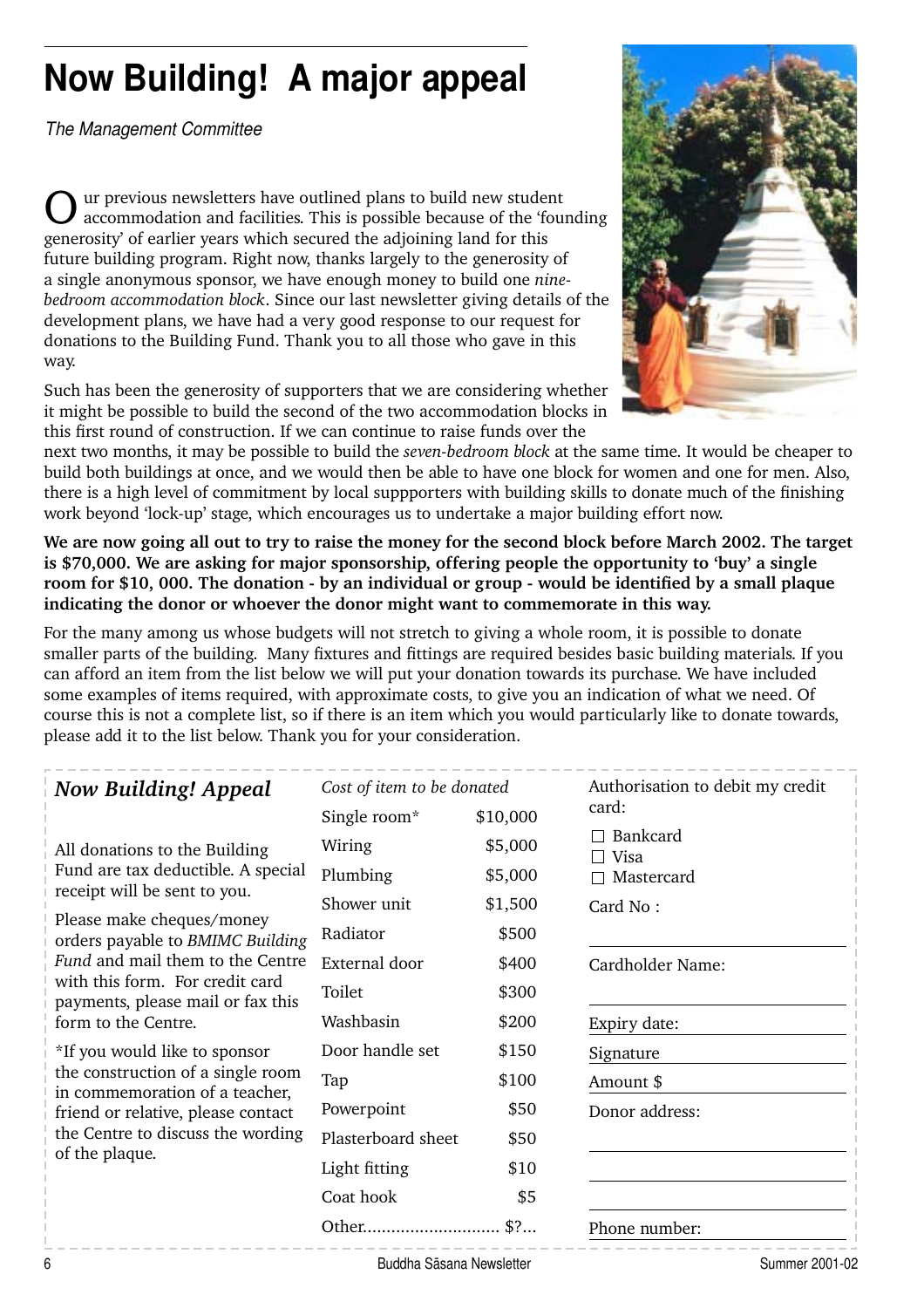# Now Building! A major appeal

*The Management Committee*

Our previous newsletters have outlined plans to build new student accommodation and facilities. This is possible because of the 'founding generosity' of earlier years which secured the adjoining land for this future building program. Right now, thanks largely to the generosity of a single anonymous sponsor, we have enough money to build one *nine-bedroom accommodation block*. Since our last newsletter giving details of the development plans, we have had a very good response to our request for donations to the Building Fund. Thank you to all those who gave in this way.

Such has been the generosity of supporters that we are considering whether it might be possible to build the second of the two accommodation blocks in this first round of construction. If we can continue to raise funds over the next two months, it may be possible to build the *seven-bedroom block* at the same time. It would be cheaper to build both buildings at once, and we would then be able to have one block for women and one for men. Also, there is a high level of commitment by local suppporters with building skills to donate much of the finishing work beyond 'lock-up' stage, which encourages us to undertake a major building effort now.

**We are now going all out to try to raise the money for the second block before March 2002. The target is $70,000. We are asking for major sponsorship, offering people the opportunity to 'buy' a single room for $10, 000. The donation - by an individual or group - would be identified by a small plaque indicating the donor or whoever the donor might want to commemorate in this way.**

For the many among us whose budgets will not stretch to giving a whole room, it is possible to donate smaller parts of the building. Many fixtures and fittings are required besides basic building materials. If you can afford an item from the list below we will put your donation towards its purchase. We have included some examples of items required, with approximate costs, to give you an indication of what we need. Of course this is not a complete list, so if there is an item which you would particularly like to donate towards, please add it to the list below. Thank you for your consideration.

## *Now Building! Appeal*

All donations to the Building Fund are tax deductible. A special receipt will be sent to you.

Please make cheques/money orders payable to *BMIMC Building Fund* and mail them to the Centre with this form. For credit card payments, please mail or fax this form to the Centre.

*If you would like to sponsor the construction of a single room in commemoration of a teacher, friend or relative, please contact the Centre to discuss the wording of the plaque.

| *Cost of item to be donated* | |
|---|---|
| Single room* | $10,000 |
| Wiring | $5,000 |
| Plumbing | $5,000 |
| Shower unit | $1,500 |
| Radiator | $500 |
| External door | $400 |
| Toilet | $300 |
| Washbasin | $200 |
| Door handle set | $150 |
| Tap | $100 |
| Powerpoint | $50 |
| Plasterboard sheet | $50 |
| Light fitting | $10 |
| Coat hook | $5 |
| Other............................ | $?... |

Authorisation to debit my credit card:

- ☐ Bankcard
- ☐ Visa
- ☐ Mastercard

Card No :

Cardholder Name:

Expiry date:

Signature

Amount $

Donor address:

Phone number: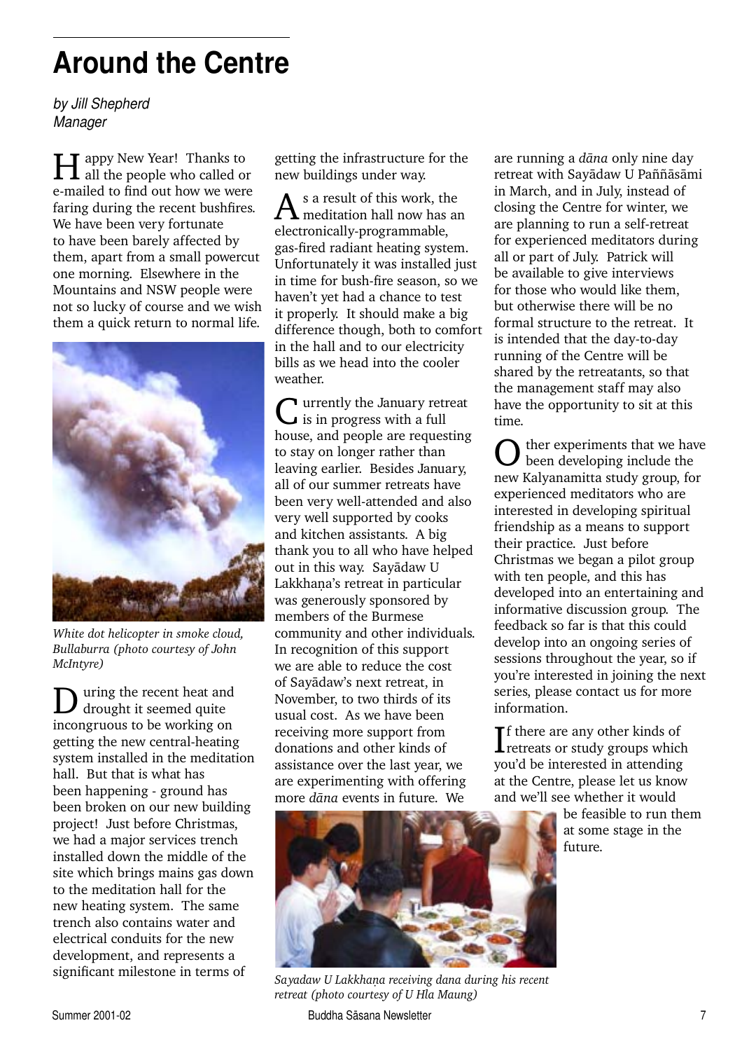# Around the Centre

*by Jill Shepherd*
*Manager*

Happy New Year! Thanks to all the people who called or e-mailed to find out how we were faring during the recent bushfires. We have been very fortunate to have been barely affected by them, apart from a small powercut one morning. Elsewhere in the Mountains and NSW people were not so lucky of course and we wish them a quick return to normal life.

*White dot helicopter in smoke cloud, Bullaburra (photo courtesy of John McIntyre)*

During the recent heat and drought it seemed quite incongruous to be working on getting the new central-heating system installed in the meditation hall. But that is what has been happening - ground has been broken on our new building project! Just before Christmas, we had a major services trench installed down the middle of the site which brings mains gas down to the meditation hall for the new heating system. The same trench also contains water and electrical conduits for the new development, and represents a significant milestone in terms of getting the infrastructure for the new buildings under way.

As a result of this work, the meditation hall now has an electronically-programmable, gas-fired radiant heating system. Unfortunately it was installed just in time for bush-fire season, so we haven't yet had a chance to test it properly. It should make a big difference though, both to comfort in the hall and to our electricity bills as we head into the cooler weather.

Currently the January retreat is in progress with a full house, and people are requesting to stay on longer rather than leaving earlier. Besides January, all of our summer retreats have been very well-attended and also very well supported by cooks and kitchen assistants. A big thank you to all who have helped out in this way. Sayādaw U Lakkhaṇa's retreat in particular was generously sponsored by members of the Burmese community and other individuals. In recognition of this support we are able to reduce the cost of Sayādaw's next retreat, in November, to two thirds of its usual cost. As we have been receiving more support from donations and other kinds of assistance over the last year, we are experimenting with offering more *dāna* events in future. We are running a *dāna* only nine day retreat with Sayādaw U Paññāsāmi in March, and in July, instead of closing the Centre for winter, we are planning to run a self-retreat for experienced meditators during all or part of July. Patrick will be available to give interviews for those who would like them, but otherwise there will be no formal structure to the retreat. It is intended that the day-to-day running of the Centre will be shared by the retreatants, so that the management staff may also have the opportunity to sit at this time.

Other experiments that we have been developing include the new Kalyanamitta study group, for experienced meditators who are interested in developing spiritual friendship as a means to support their practice. Just before Christmas we began a pilot group with ten people, and this has developed into an entertaining and informative discussion group. The feedback so far is that this could develop into an ongoing series of sessions throughout the year, so if you're interested in joining the next series, please contact us for more information.

If there are any other kinds of retreats or study groups which you'd be interested in attending at the Centre, please let us know and we'll see whether it would be feasible to run them at some stage in the future.

*Sayadaw U Lakkhaṇa receiving dana during his recent retreat (photo courtesy of U Hla Maung)*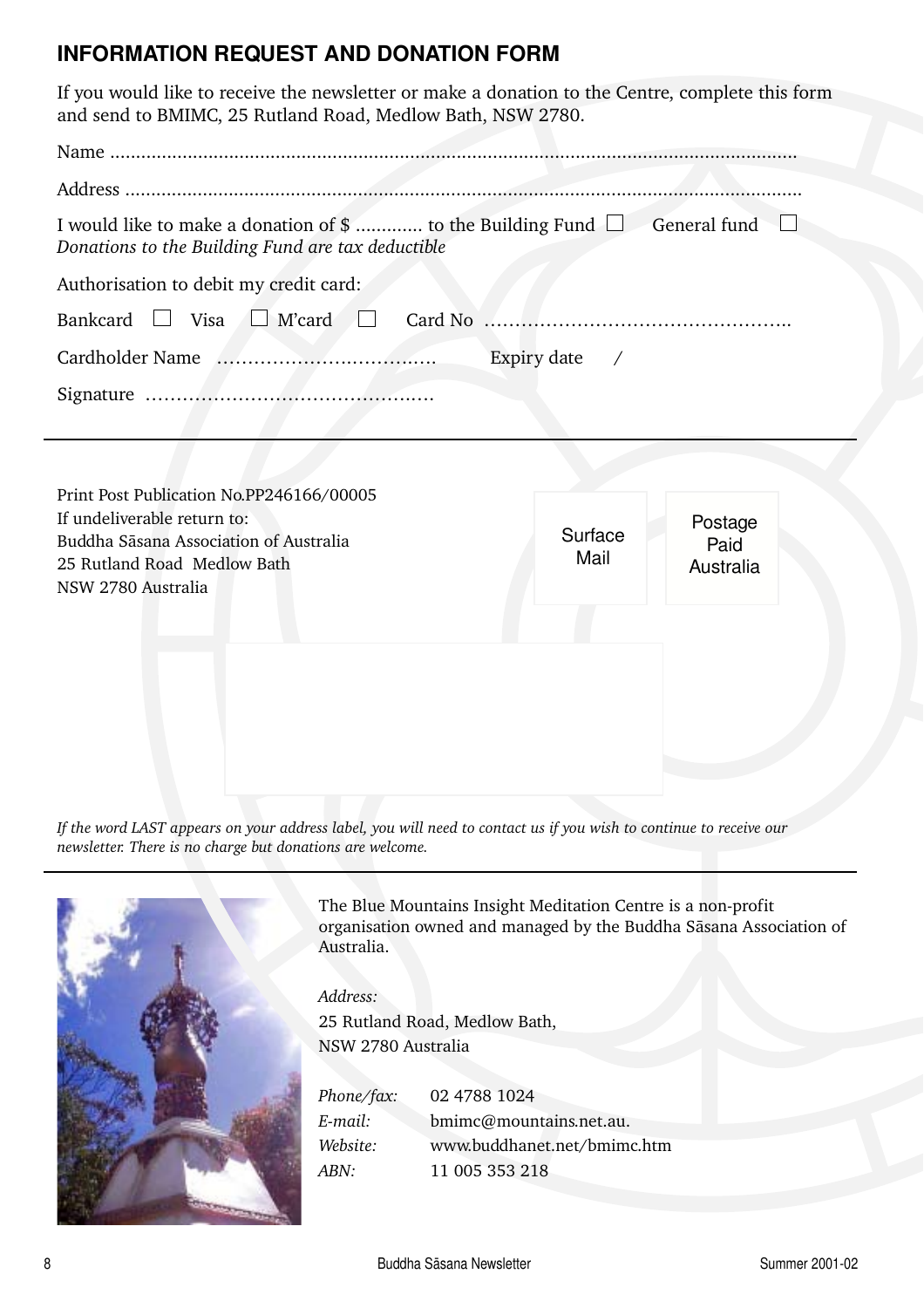## INFORMATION REQUEST AND DONATION FORM

If you would like to receive the newsletter or make a donation to the Centre, complete this form and send to BMIMC, 25 Rutland Road, Medlow Bath, NSW 2780.

Name .......................................................................................................................

Address ....................................................................................................................

I would like to make a donation of $ ............ to the Building Fund ☐ General fund ☐

*Donations to the Building Fund are tax deductible*

Authorisation to debit my credit card:

Bankcard ☐ Visa ☐ M'card ☐ Card No …………………………………………..

Cardholder Name ……………………………. Expiry date /

Signature ……………………………………….

---

Print Post Publication No.PP246166/00005
If undeliverable return to:
Buddha Sāsana Association of Australia
25 Rutland Road Medlow Bath
NSW 2780 Australia

Surface Mail

Postage Paid Australia

*If the word LAST appears on your address label, you will need to contact us if you wish to continue to receive our newsletter. There is no charge but donations are welcome.*

---

The Blue Mountains Insight Meditation Centre is a non-profit organisation owned and managed by the Buddha Sāsana Association of Australia.

*Address:*
25 Rutland Road, Medlow Bath,
NSW 2780 Australia

*Phone/fax:* 02 4788 1024
*E-mail:* bmimc@mountains.net.au.
*Website:* www.buddhanet.net/bmimc.htm
*ABN:* 11 005 353 218